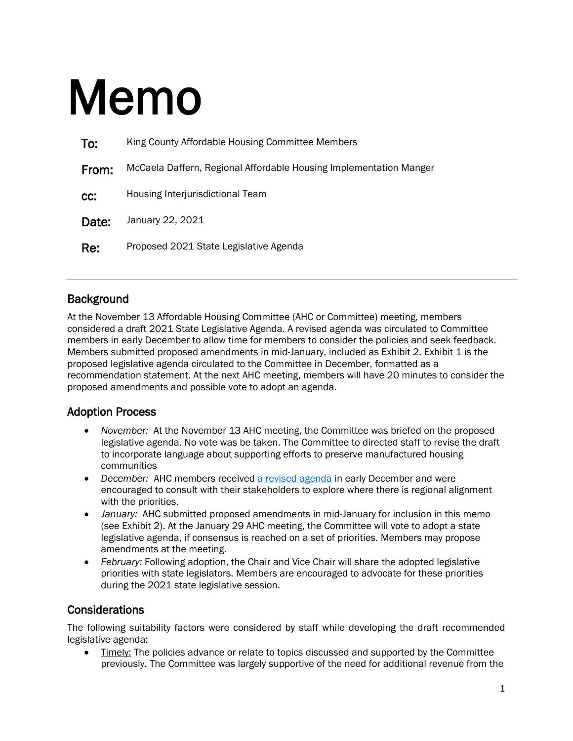# Memo

**To:** King County Affordable Housing Committee Members

**From:** McCaela Daffern, Regional Affordable Housing Implementation Manger

**cc:** Housing Interjurisdictional Team

**Date:** January 22, 2021

**Re:** Proposed 2021 State Legislative Agenda

---

## Background

At the November 13 Affordable Housing Committee (AHC or Committee) meeting, members considered a draft 2021 State Legislative Agenda. A revised agenda was circulated to Committee members in early December to allow time for members to consider the policies and seek feedback. Members submitted proposed amendments in mid-January, included as Exhibit 2. Exhibit 1 is the proposed legislative agenda circulated to the Committee in December, formatted as a recommendation statement. At the next AHC meeting, members will have 20 minutes to consider the proposed amendments and possible vote to adopt an agenda.

## Adoption Process

- *November:* At the November 13 AHC meeting, the Committee was briefed on the proposed legislative agenda. No vote was be taken. The Committee to directed staff to revise the draft to incorporate language about supporting efforts to preserve manufactured housing communities
- *December:* AHC members received [a revised agenda] in early December and were encouraged to consult with their stakeholders to explore where there is regional alignment with the priorities.
- *January:* AHC submitted proposed amendments in mid-January for inclusion in this memo (see Exhibit 2). At the January 29 AHC meeting, the Committee will vote to adopt a state legislative agenda, if consensus is reached on a set of priorities. Members may propose amendments at the meeting.
- *February:* Following adoption, the Chair and Vice Chair will share the adopted legislative priorities with state legislators. Members are encouraged to advocate for these priorities during the 2021 state legislative session.

## Considerations

The following suitability factors were considered by staff while developing the draft recommended legislative agenda:

- Timely: The policies advance or relate to topics discussed and supported by the Committee previously. The Committee was largely supportive of the need for additional revenue from the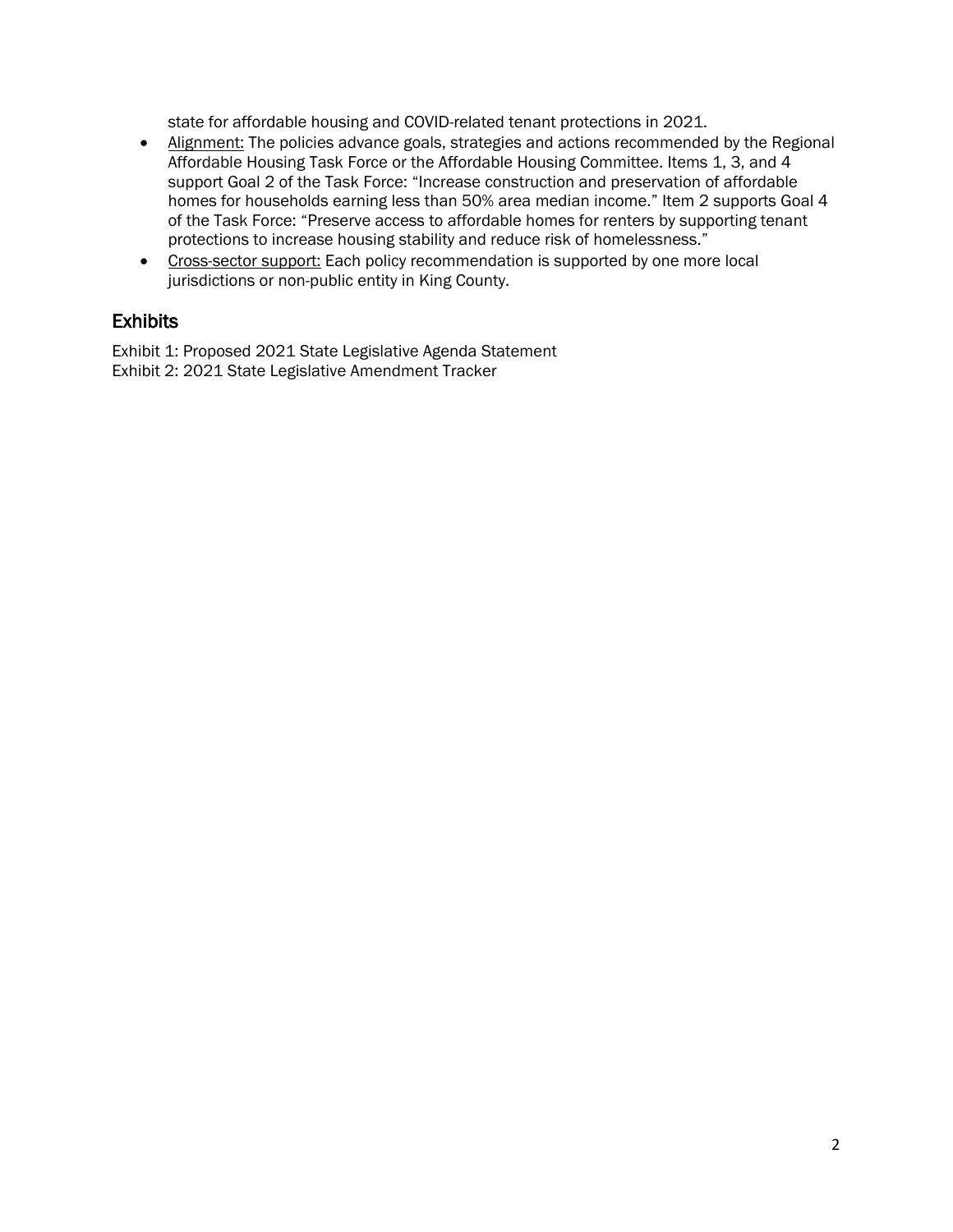state for affordable housing and COVID-related tenant protections in 2021.

- Alignment: The policies advance goals, strategies and actions recommended by the Regional Affordable Housing Task Force or the Affordable Housing Committee. Items 1, 3, and 4 support Goal 2 of the Task Force: "Increase construction and preservation of affordable homes for households earning less than 50% area median income." Item 2 supports Goal 4 of the Task Force: "Preserve access to affordable homes for renters by supporting tenant protections to increase housing stability and reduce risk of homelessness."
- Cross-sector support: Each policy recommendation is supported by one more local jurisdictions or non-public entity in King County.

## Exhibits

Exhibit 1: Proposed 2021 State Legislative Agenda Statement
Exhibit 2: 2021 State Legislative Amendment Tracker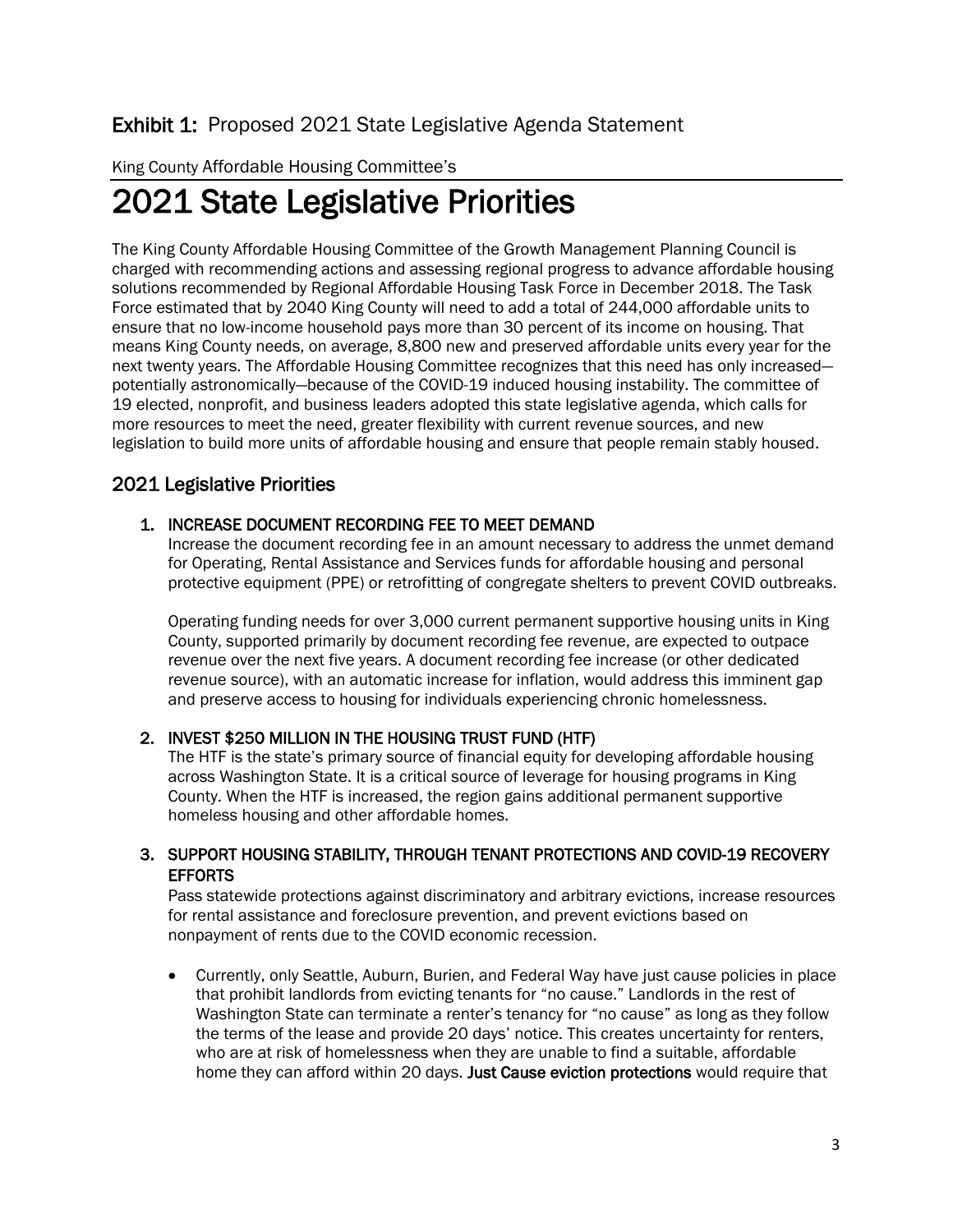**Exhibit 1:** Proposed 2021 State Legislative Agenda Statement

King County Affordable Housing Committee's

# 2021 State Legislative Priorities

The King County Affordable Housing Committee of the Growth Management Planning Council is charged with recommending actions and assessing regional progress to advance affordable housing solutions recommended by Regional Affordable Housing Task Force in December 2018. The Task Force estimated that by 2040 King County will need to add a total of 244,000 affordable units to ensure that no low-income household pays more than 30 percent of its income on housing. That means King County needs, on average, 8,800 new and preserved affordable units every year for the next twenty years. The Affordable Housing Committee recognizes that this need has only increased—potentially astronomically—because of the COVID-19 induced housing instability. The committee of 19 elected, nonprofit, and business leaders adopted this state legislative agenda, which calls for more resources to meet the need, greater flexibility with current revenue sources, and new legislation to build more units of affordable housing and ensure that people remain stably housed.

## 2021 Legislative Priorities

1. **INCREASE DOCUMENT RECORDING FEE TO MEET DEMAND**
   Increase the document recording fee in an amount necessary to address the unmet demand for Operating, Rental Assistance and Services funds for affordable housing and personal protective equipment (PPE) or retrofitting of congregate shelters to prevent COVID outbreaks.

   Operating funding needs for over 3,000 current permanent supportive housing units in King County, supported primarily by document recording fee revenue, are expected to outpace revenue over the next five years. A document recording fee increase (or other dedicated revenue source), with an automatic increase for inflation, would address this imminent gap and preserve access to housing for individuals experiencing chronic homelessness.

2. **INVEST $250 MILLION IN THE HOUSING TRUST FUND (HTF)**
   The HTF is the state's primary source of financial equity for developing affordable housing across Washington State. It is a critical source of leverage for housing programs in King County. When the HTF is increased, the region gains additional permanent supportive homeless housing and other affordable homes.

3. **SUPPORT HOUSING STABILITY, THROUGH TENANT PROTECTIONS AND COVID-19 RECOVERY EFFORTS**
   Pass statewide protections against discriminatory and arbitrary evictions, increase resources for rental assistance and foreclosure prevention, and prevent evictions based on nonpayment of rents due to the COVID economic recession.

   - Currently, only Seattle, Auburn, Burien, and Federal Way have just cause policies in place that prohibit landlords from evicting tenants for "no cause." Landlords in the rest of Washington State can terminate a renter's tenancy for "no cause" as long as they follow the terms of the lease and provide 20 days' notice. This creates uncertainty for renters, who are at risk of homelessness when they are unable to find a suitable, affordable home they can afford within 20 days. **Just Cause eviction protections** would require that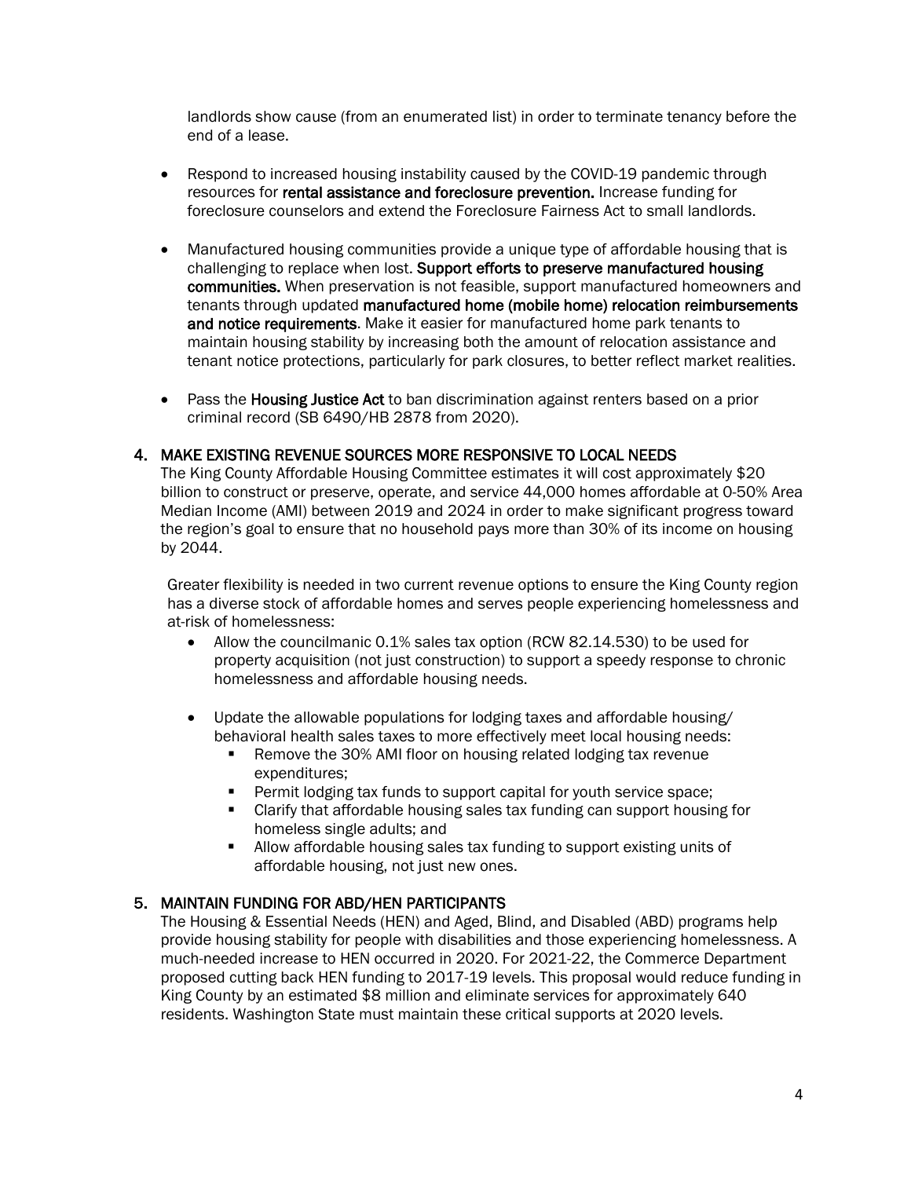landlords show cause (from an enumerated list) in order to terminate tenancy before the end of a lease.

- Respond to increased housing instability caused by the COVID-19 pandemic through resources for **rental assistance and foreclosure prevention.** Increase funding for foreclosure counselors and extend the Foreclosure Fairness Act to small landlords.

- Manufactured housing communities provide a unique type of affordable housing that is challenging to replace when lost. **Support efforts to preserve manufactured housing communities.** When preservation is not feasible, support manufactured homeowners and tenants through updated **manufactured home (mobile home) relocation reimbursements and notice requirements**. Make it easier for manufactured home park tenants to maintain housing stability by increasing both the amount of relocation assistance and tenant notice protections, particularly for park closures, to better reflect market realities.

- Pass the **Housing Justice Act** to ban discrimination against renters based on a prior criminal record (SB 6490/HB 2878 from 2020).

## 4. MAKE EXISTING REVENUE SOURCES MORE RESPONSIVE TO LOCAL NEEDS

The King County Affordable Housing Committee estimates it will cost approximately $20 billion to construct or preserve, operate, and service 44,000 homes affordable at 0-50% Area Median Income (AMI) between 2019 and 2024 in order to make significant progress toward the region's goal to ensure that no household pays more than 30% of its income on housing by 2044.

Greater flexibility is needed in two current revenue options to ensure the King County region has a diverse stock of affordable homes and serves people experiencing homelessness and at-risk of homelessness:

- Allow the councilmanic 0.1% sales tax option (RCW 82.14.530) to be used for property acquisition (not just construction) to support a speedy response to chronic homelessness and affordable housing needs.

- Update the allowable populations for lodging taxes and affordable housing/ behavioral health sales taxes to more effectively meet local housing needs:
  - Remove the 30% AMI floor on housing related lodging tax revenue expenditures;
  - Permit lodging tax funds to support capital for youth service space;
  - Clarify that affordable housing sales tax funding can support housing for homeless single adults; and
  - Allow affordable housing sales tax funding to support existing units of affordable housing, not just new ones.

## 5. MAINTAIN FUNDING FOR ABD/HEN PARTICIPANTS

The Housing & Essential Needs (HEN) and Aged, Blind, and Disabled (ABD) programs help provide housing stability for people with disabilities and those experiencing homelessness. A much-needed increase to HEN occurred in 2020. For 2021-22, the Commerce Department proposed cutting back HEN funding to 2017-19 levels. This proposal would reduce funding in King County by an estimated $8 million and eliminate services for approximately 640 residents. Washington State must maintain these critical supports at 2020 levels.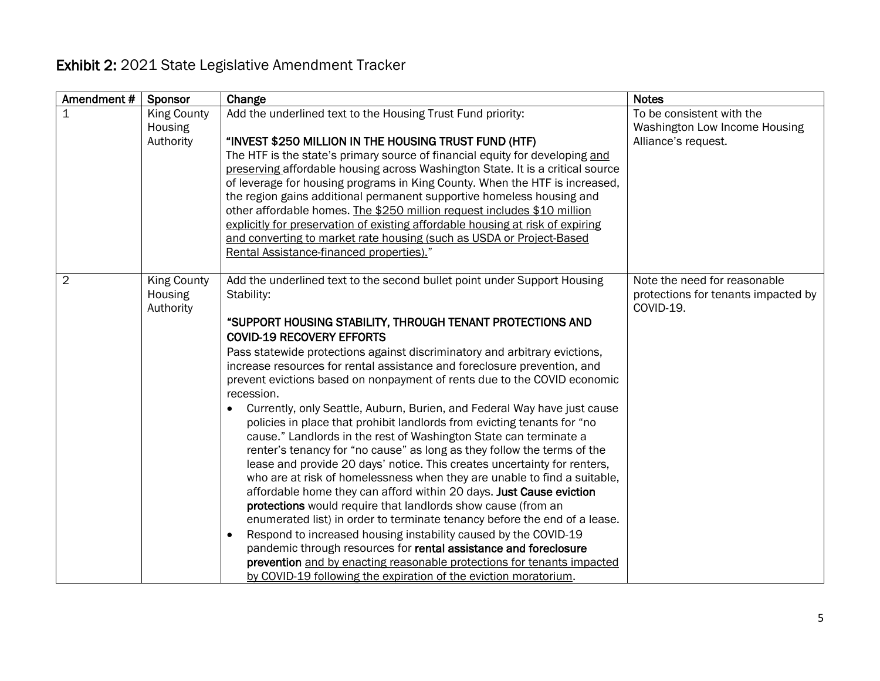# **Exhibit 2:** 2021 State Legislative Amendment Tracker

| Amendment # | Sponsor | Change | Notes |
|---|---|---|---|
| 1 | King County Housing Authority | Add the underlined text to the Housing Trust Fund priority:<br><br>"INVEST $250 MILLION IN THE HOUSING TRUST FUND (HTF)<br>The HTF is the state's primary source of financial equity for developing <u>and preserving</u> affordable housing across Washington State. It is a critical source of leverage for housing programs in King County. When the HTF is increased, the region gains additional permanent supportive homeless housing and other affordable homes. <u>The $250 million request includes $10 million explicitly for preservation of existing affordable housing at risk of expiring and converting to market rate housing (such as USDA or Project-Based Rental Assistance-financed properties).</u>" | To be consistent with the Washington Low Income Housing Alliance's request. |
| 2 | King County Housing Authority | Add the underlined text to the second bullet point under Support Housing Stability:<br><br>"SUPPORT HOUSING STABILITY, THROUGH TENANT PROTECTIONS AND COVID-19 RECOVERY EFFORTS<br>Pass statewide protections against discriminatory and arbitrary evictions, increase resources for rental assistance and foreclosure prevention, and prevent evictions based on nonpayment of rents due to the COVID economic recession.<br>• Currently, only Seattle, Auburn, Burien, and Federal Way have just cause policies in place that prohibit landlords from evicting tenants for "no cause." Landlords in the rest of Washington State can terminate a renter's tenancy for "no cause" as long as they follow the terms of the lease and provide 20 days' notice. This creates uncertainty for renters, who are at risk of homelessness when they are unable to find a suitable, affordable home they can afford within 20 days. **Just Cause eviction protections** would require that landlords show cause (from an enumerated list) in order to terminate tenancy before the end of a lease.<br>• Respond to increased housing instability caused by the COVID-19 pandemic through resources for **rental assistance and foreclosure prevention** <u>and by enacting reasonable protections for tenants impacted by COVID-19 following the expiration of the eviction moratorium</u>. | Note the need for reasonable protections for tenants impacted by COVID-19. |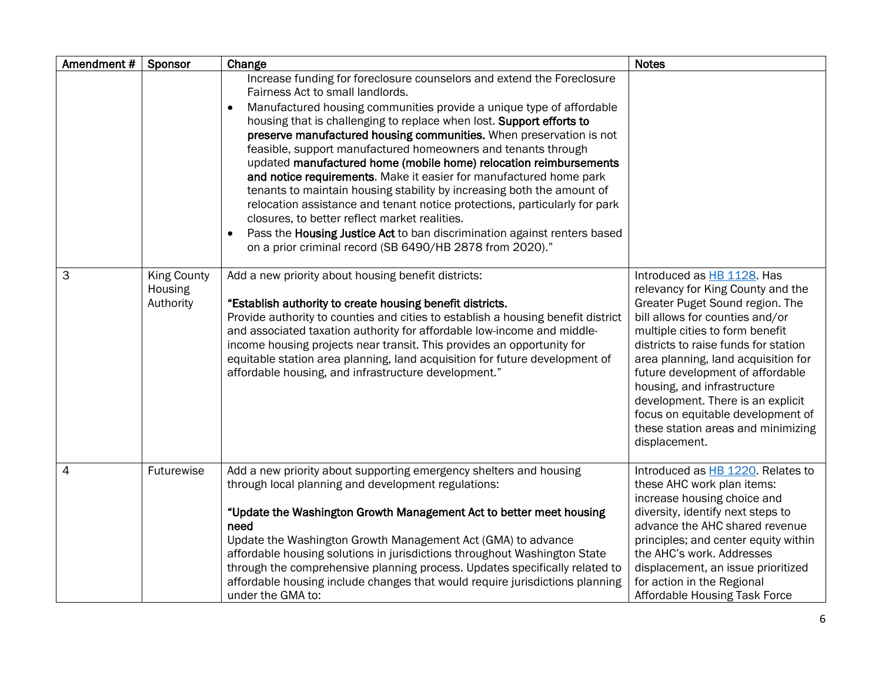| Amendment # | Sponsor | Change | Notes |
|---|---|---|---|
| | | Increase funding for foreclosure counselors and extend the Foreclosure Fairness Act to small landlords.<br>• Manufactured housing communities provide a unique type of affordable housing that is challenging to replace when lost. **Support efforts to preserve manufactured housing communities.** When preservation is not feasible, support manufactured homeowners and tenants through updated **manufactured home (mobile home) relocation reimbursements and notice requirements**. Make it easier for manufactured home park tenants to maintain housing stability by increasing both the amount of relocation assistance and tenant notice protections, particularly for park closures, to better reflect market realities.<br>• Pass the **Housing Justice Act** to ban discrimination against renters based on a prior criminal record (SB 6490/HB 2878 from 2020)." | |
| 3 | King County Housing Authority | Add a new priority about housing benefit districts:<br><br>**"Establish authority to create housing benefit districts.**<br>Provide authority to counties and cities to establish a housing benefit district and associated taxation authority for affordable low-income and middle-income housing projects near transit. This provides an opportunity for equitable station area planning, land acquisition for future development of affordable housing, and infrastructure development." | Introduced as HB 1128. Has relevancy for King County and the Greater Puget Sound region. The bill allows for counties and/or multiple cities to form benefit districts to raise funds for station area planning, land acquisition for future development of affordable housing, and infrastructure development. There is an explicit focus on equitable development of these station areas and minimizing displacement. |
| 4 | Futurewise | Add a new priority about supporting emergency shelters and housing through local planning and development regulations:<br><br>**"Update the Washington Growth Management Act to better meet housing need**<br>Update the Washington Growth Management Act (GMA) to advance affordable housing solutions in jurisdictions throughout Washington State through the comprehensive planning process. Updates specifically related to affordable housing include changes that would require jurisdictions planning under the GMA to: | Introduced as HB 1220. Relates to these AHC work plan items: increase housing choice and diversity, identify next steps to advance the AHC shared revenue principles; and center equity within the AHC's work. Addresses displacement, an issue prioritized for action in the Regional Affordable Housing Task Force |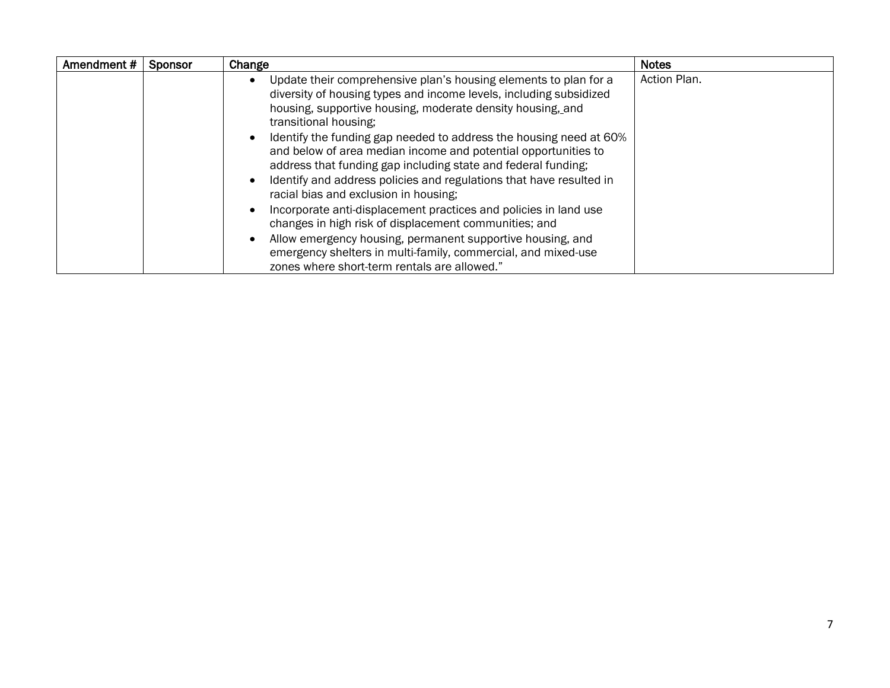| Amendment # | Sponsor | Change | Notes |
|---|---|---|---|
| | | • Update their comprehensive plan's housing elements to plan for a diversity of housing types and income levels, including subsidized housing, supportive housing, moderate density housing, and transitional housing;<br>• Identify the funding gap needed to address the housing need at 60% and below of area median income and potential opportunities to address that funding gap including state and federal funding;<br>• Identify and address policies and regulations that have resulted in racial bias and exclusion in housing;<br>• Incorporate anti-displacement practices and policies in land use changes in high risk of displacement communities; and<br>• Allow emergency housing, permanent supportive housing, and emergency shelters in multi-family, commercial, and mixed-use zones where short-term rentals are allowed." | Action Plan. |